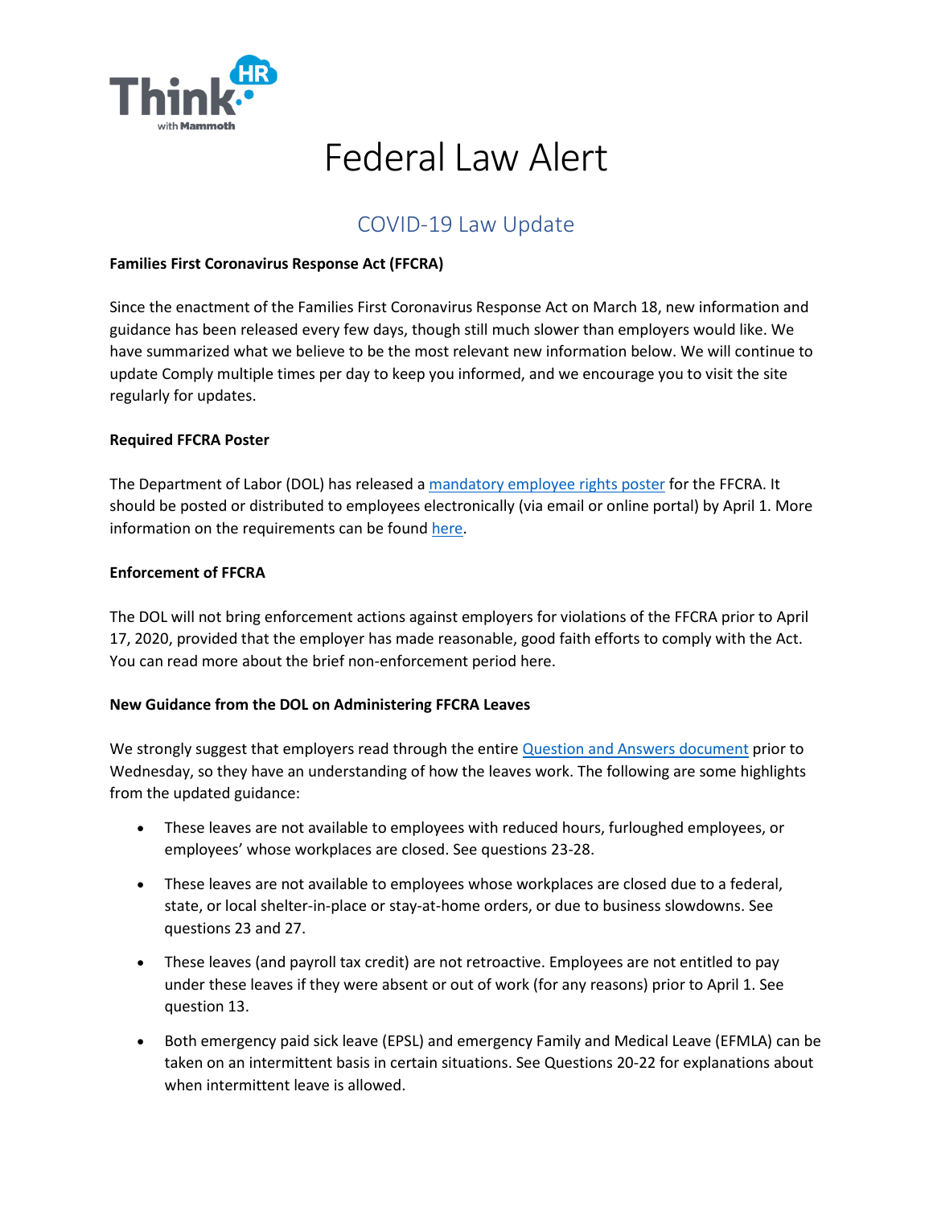# Federal Law Alert

## COVID-19 Law Update

**Families First Coronavirus Response Act (FFCRA)**

Since the enactment of the Families First Coronavirus Response Act on March 18, new information and guidance has been released every few days, though still much slower than employers would like. We have summarized what we believe to be the most relevant new information below. We will continue to update Comply multiple times per day to keep you informed, and we encourage you to visit the site regularly for updates.

**Required FFCRA Poster**

The Department of Labor (DOL) has released a mandatory employee rights poster for the FFCRA. It should be posted or distributed to employees electronically (via email or online portal) by April 1. More information on the requirements can be found here.

**Enforcement of FFCRA**

The DOL will not bring enforcement actions against employers for violations of the FFCRA prior to April 17, 2020, provided that the employer has made reasonable, good faith efforts to comply with the Act. You can read more about the brief non-enforcement period here.

**New Guidance from the DOL on Administering FFCRA Leaves**

We strongly suggest that employers read through the entire Question and Answers document prior to Wednesday, so they have an understanding of how the leaves work. The following are some highlights from the updated guidance:

- These leaves are not available to employees with reduced hours, furloughed employees, or employees' whose workplaces are closed. See questions 23-28.
- These leaves are not available to employees whose workplaces are closed due to a federal, state, or local shelter-in-place or stay-at-home orders, or due to business slowdowns. See questions 23 and 27.
- These leaves (and payroll tax credit) are not retroactive. Employees are not entitled to pay under these leaves if they were absent or out of work (for any reasons) prior to April 1. See question 13.
- Both emergency paid sick leave (EPSL) and emergency Family and Medical Leave (EFMLA) can be taken on an intermittent basis in certain situations. See Questions 20-22 for explanations about when intermittent leave is allowed.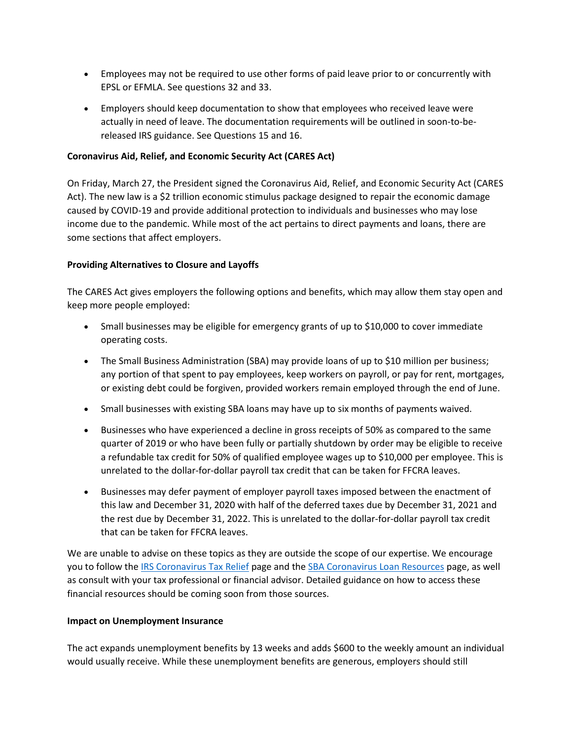- Employees may not be required to use other forms of paid leave prior to or concurrently with EPSL or EFMLA. See questions 32 and 33.
- Employers should keep documentation to show that employees who received leave were actually in need of leave. The documentation requirements will be outlined in soon-to-be-released IRS guidance. See Questions 15 and 16.

**Coronavirus Aid, Relief, and Economic Security Act (CARES Act)**

On Friday, March 27, the President signed the Coronavirus Aid, Relief, and Economic Security Act (CARES Act). The new law is a $2 trillion economic stimulus package designed to repair the economic damage caused by COVID-19 and provide additional protection to individuals and businesses who may lose income due to the pandemic. While most of the act pertains to direct payments and loans, there are some sections that affect employers.

**Providing Alternatives to Closure and Layoffs**

The CARES Act gives employers the following options and benefits, which may allow them stay open and keep more people employed:

- Small businesses may be eligible for emergency grants of up to $10,000 to cover immediate operating costs.
- The Small Business Administration (SBA) may provide loans of up to $10 million per business; any portion of that spent to pay employees, keep workers on payroll, or pay for rent, mortgages, or existing debt could be forgiven, provided workers remain employed through the end of June.
- Small businesses with existing SBA loans may have up to six months of payments waived.
- Businesses who have experienced a decline in gross receipts of 50% as compared to the same quarter of 2019 or who have been fully or partially shutdown by order may be eligible to receive a refundable tax credit for 50% of qualified employee wages up to $10,000 per employee. This is unrelated to the dollar-for-dollar payroll tax credit that can be taken for FFCRA leaves.
- Businesses may defer payment of employer payroll taxes imposed between the enactment of this law and December 31, 2020 with half of the deferred taxes due by December 31, 2021 and the rest due by December 31, 2022. This is unrelated to the dollar-for-dollar payroll tax credit that can be taken for FFCRA leaves.

We are unable to advise on these topics as they are outside the scope of our expertise. We encourage you to follow the IRS Coronavirus Tax Relief page and the SBA Coronavirus Loan Resources page, as well as consult with your tax professional or financial advisor. Detailed guidance on how to access these financial resources should be coming soon from those sources.

**Impact on Unemployment Insurance**

The act expands unemployment benefits by 13 weeks and adds $600 to the weekly amount an individual would usually receive. While these unemployment benefits are generous, employers should still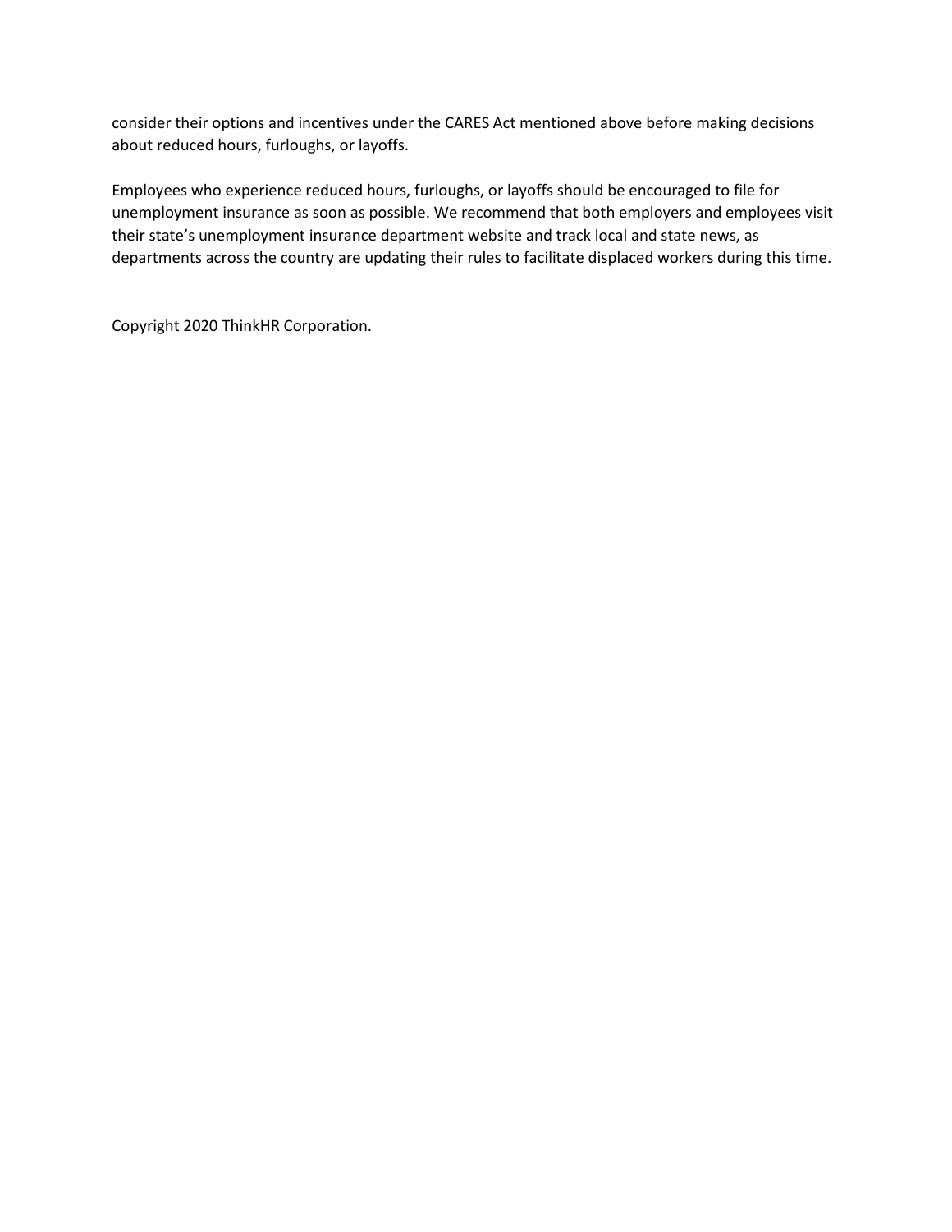consider their options and incentives under the CARES Act mentioned above before making decisions about reduced hours, furloughs, or layoffs.

Employees who experience reduced hours, furloughs, or layoffs should be encouraged to file for unemployment insurance as soon as possible. We recommend that both employers and employees visit their state's unemployment insurance department website and track local and state news, as departments across the country are updating their rules to facilitate displaced workers during this time.

Copyright 2020 ThinkHR Corporation.